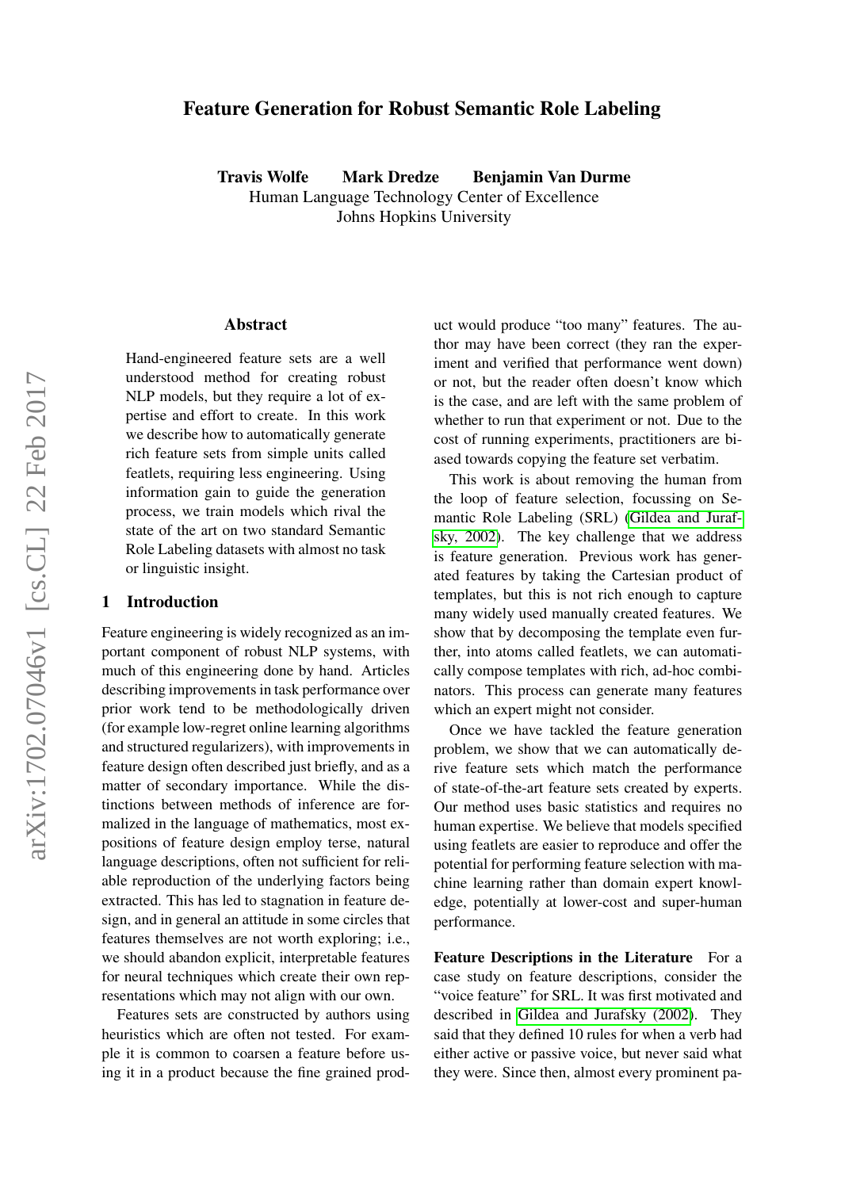# Feature Generation for Robust Semantic Role Labeling

**Travis Wolfe    Mark Dredze    Benjamin Van Durme**
Human Language Technology Center of Excellence
Johns Hopkins University

## Abstract

Hand-engineered feature sets are a well understood method for creating robust NLP models, but they require a lot of expertise and effort to create. In this work we describe how to automatically generate rich feature sets from simple units called featlets, requiring less engineering. Using information gain to guide the generation process, we train models which rival the state of the art on two standard Semantic Role Labeling datasets with almost no task or linguistic insight.

## 1 Introduction

Feature engineering is widely recognized as an important component of robust NLP systems, with much of this engineering done by hand. Articles describing improvements in task performance over prior work tend to be methodologically driven (for example low-regret online learning algorithms and structured regularizers), with improvements in feature design often described just briefly, and as a matter of secondary importance. While the distinctions between methods of inference are formalized in the language of mathematics, most expositions of feature design employ terse, natural language descriptions, often not sufficient for reliable reproduction of the underlying factors being extracted. This has led to stagnation in feature design, and in general an attitude in some circles that features themselves are not worth exploring; i.e., we should abandon explicit, interpretable features for neural techniques which create their own representations which may not align with our own.

Features sets are constructed by authors using heuristics which are often not tested. For example it is common to coarsen a feature before using it in a product because the fine grained product would produce "too many" features. The author may have been correct (they ran the experiment and verified that performance went down) or not, but the reader often doesn't know which is the case, and are left with the same problem of whether to run that experiment or not. Due to the cost of running experiments, practitioners are biased towards copying the feature set verbatim.

This work is about removing the human from the loop of feature selection, focussing on Semantic Role Labeling (SRL) (Gildea and Jurafsky, 2002). The key challenge that we address is feature generation. Previous work has generated features by taking the Cartesian product of templates, but this is not rich enough to capture many widely used manually created features. We show that by decomposing the template even further, into atoms called featlets, we can automatically compose templates with rich, ad-hoc combinators. This process can generate many features which an expert might not consider.

Once we have tackled the feature generation problem, we show that we can automatically derive feature sets which match the performance of state-of-the-art feature sets created by experts. Our method uses basic statistics and requires no human expertise. We believe that models specified using featlets are easier to reproduce and offer the potential for performing feature selection with machine learning rather than domain expert knowledge, potentially at lower-cost and super-human performance.

**Feature Descriptions in the Literature** For a case study on feature descriptions, consider the "voice feature" for SRL. It was first motivated and described in Gildea and Jurafsky (2002). They said that they defined 10 rules for when a verb had either active or passive voice, but never said what they were. Since then, almost every prominent pa-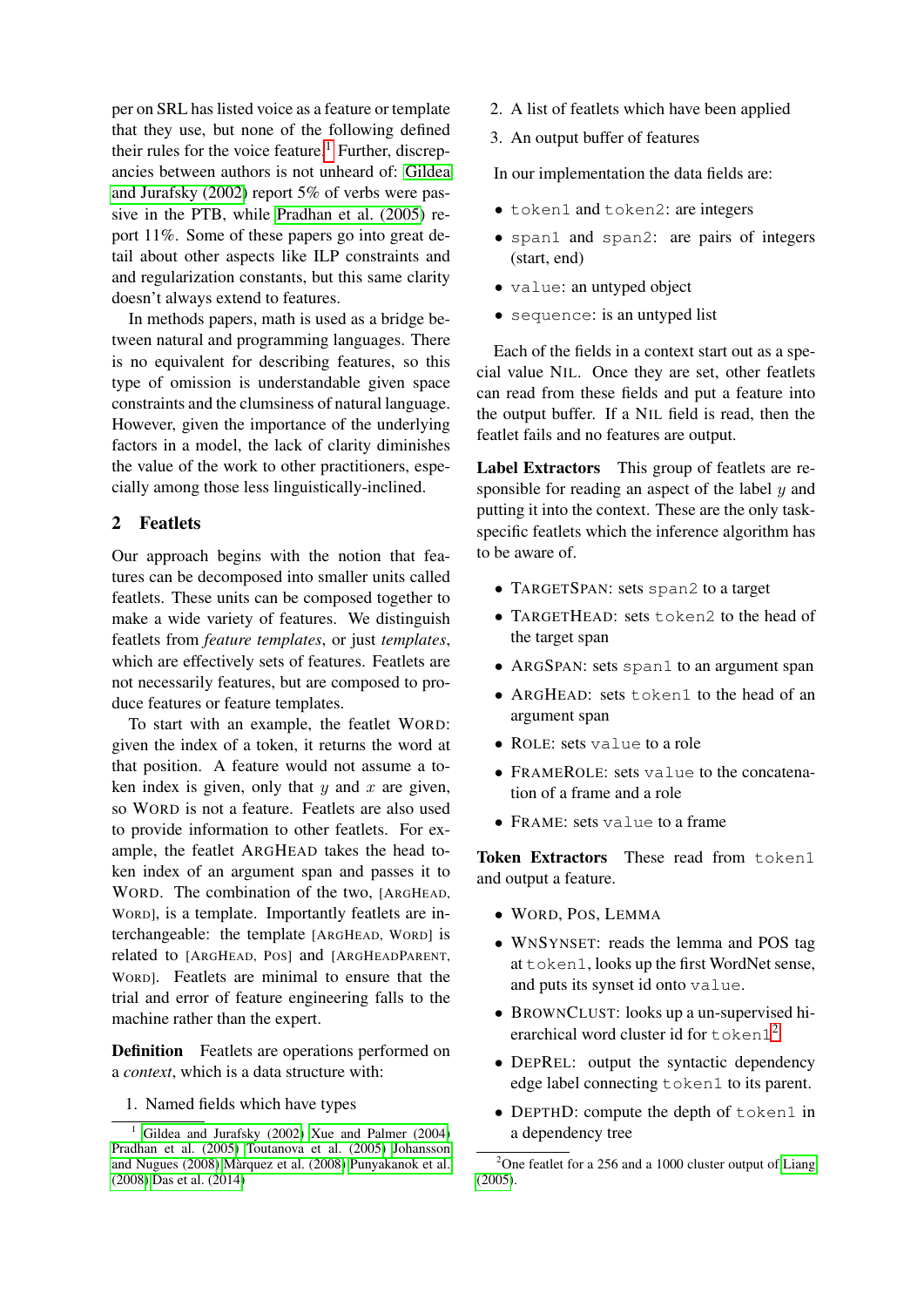per on SRL has listed voice as a feature or template that they use, but none of the following defined their rules for the voice feature.[1] Further, discrepancies between authors is not unheard of: Gildea and Jurafsky (2002) report 5% of verbs were passive in the PTB, while Pradhan et al. (2005) report 11%. Some of these papers go into great detail about other aspects like ILP constraints and and regularization constants, but this same clarity doesn't always extend to features.

In methods papers, math is used as a bridge between natural and programming languages. There is no equivalent for describing features, so this type of omission is understandable given space constraints and the clumsiness of natural language. However, given the importance of the underlying factors in a model, the lack of clarity diminishes the value of the work to other practitioners, especially among those less linguistically-inclined.

## 2 Featlets

Our approach begins with the notion that features can be decomposed into smaller units called featlets. These units can be composed together to make a wide variety of features. We distinguish featlets from *feature templates*, or just *templates*, which are effectively sets of features. Featlets are not necessarily features, but are composed to produce features or feature templates.

To start with an example, the featlet WORD: given the index of a token, it returns the word at that position. A feature would not assume a token index is given, only that $y$ and $x$ are given, so WORD is not a feature. Featlets are also used to provide information to other featlets. For example, the featlet ARGHEAD takes the head token index of an argument span and passes it to WORD. The combination of the two, [ARGHEAD, WORD], is a template. Importantly featlets are interchangeable: the template [ARGHEAD, WORD] is related to [ARGHEAD, POS] and [ARGHEADPARENT, WORD]. Featlets are minimal to ensure that the trial and error of feature engineering falls to the machine rather than the expert.

**Definition** Featlets are operations performed on a *context*, which is a data structure with:

1. Named fields which have types
2. A list of featlets which have been applied
3. An output buffer of features

In our implementation the data fields are:

- `token1` and `token2`: are integers
- `span1` and `span2`: are pairs of integers (start, end)
- `value`: an untyped object
- `sequence`: is an untyped list

Each of the fields in a context start out as a special value NIL. Once they are set, other featlets can read from these fields and put a feature into the output buffer. If a NIL field is read, then the featlet fails and no features are output.

**Label Extractors** This group of featlets are responsible for reading an aspect of the label $y$ and putting it into the context. These are the only task-specific featlets which the inference algorithm has to be aware of.

- TARGETSPAN: sets `span2` to a target
- TARGETHEAD: sets `token2` to the head of the target span
- ARGSPAN: sets `span1` to an argument span
- ARGHEAD: sets `token1` to the head of an argument span
- ROLE: sets `value` to a role
- FRAMEROLE: sets `value` to the concatenation of a frame and a role
- FRAME: sets `value` to a frame

**Token Extractors** These read from `token1` and output a feature.

- WORD, POS, LEMMA
- WNSYNSET: reads the lemma and POS tag at `token1`, looks up the first WordNet sense, and puts its synset id onto `value`.
- BROWNCLUST: looks up a un-supervised hierarchical word cluster id for `token1`.[2]
- DEPREL: output the syntactic dependency edge label connecting `token1` to its parent.
- DEPTHD: compute the depth of `token1` in a dependency tree

[1] Gildea and Jurafsky (2002) Xue and Palmer (2004) Pradhan et al. (2005) Toutanova et al. (2005) Johansson and Nugues (2008) Màrquez et al. (2008) Punyakanok et al. (2008) Das et al. (2014)

[2] One featlet for a 256 and a 1000 cluster output of Liang (2005).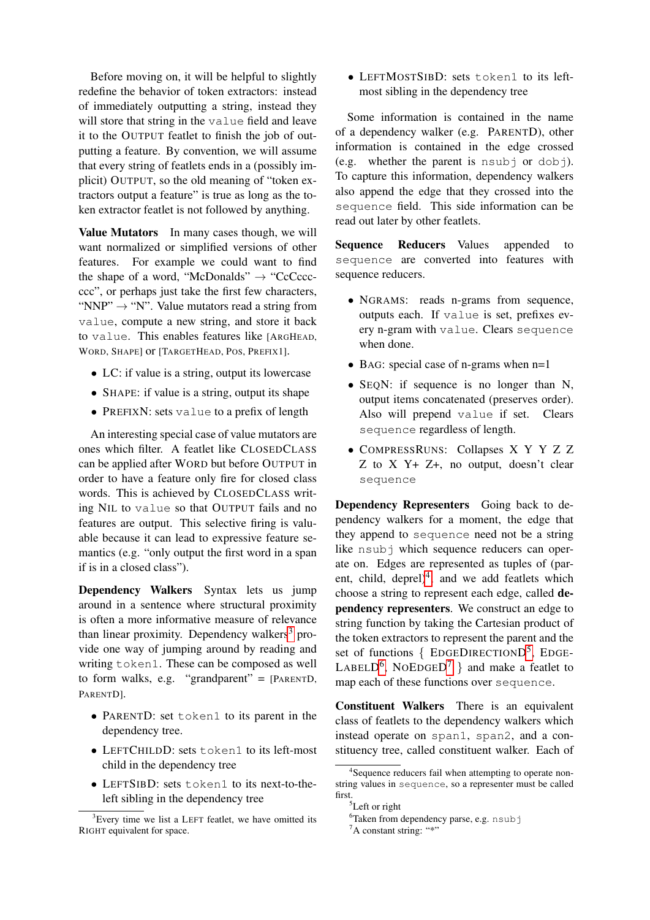Before moving on, it will be helpful to slightly redefine the behavior of token extractors: instead of immediately outputting a string, instead they will store that string in the `value` field and leave it to the OUTPUT featlet to finish the job of outputting a feature. By convention, we will assume that every string of featlets ends in a (possibly implicit) OUTPUT, so the old meaning of "token extractors output a feature" is true as long as the token extractor featlet is not followed by anything.

**Value Mutators** In many cases though, we will want normalized or simplified versions of other features. For example we could want to find the shape of a word, "McDonalds" → "CcCcccccc", or perhaps just take the first few characters, "NNP" → "N". Value mutators read a string from `value`, compute a new string, and store it back to `value`. This enables features like [ARGHEAD, WORD, SHAPE] or [TARGETHEAD, POS, PREFIX1].

- LC: if value is a string, output its lowercase
- SHAPE: if value is a string, output its shape
- PREFIXN: sets `value` to a prefix of length

An interesting special case of value mutators are ones which filter. A featlet like CLOSEDCLASS can be applied after WORD but before OUTPUT in order to have a feature only fire for closed class words. This is achieved by CLOSEDCLASS writing NIL to `value` so that OUTPUT fails and no features are output. This selective firing is valuable because it can lead to expressive feature semantics (e.g. "only output the first word in a span if is in a closed class").

**Dependency Walkers** Syntax lets us jump around in a sentence where structural proximity is often a more informative measure of relevance than linear proximity. Dependency walkers[3] provide one way of jumping around by reading and writing `token1`. These can be composed as well to form walks, e.g. "grandparent" = [PARENTD, PARENTD].

- PARENTD: set `token1` to its parent in the dependency tree.
- LEFTCHILDD: sets `token1` to its left-most child in the dependency tree
- LEFTSIBD: sets `token1` to its next-to-the-left sibling in the dependency tree
- LEFTMOSTSIBD: sets `token1` to its left-most sibling in the dependency tree

Some information is contained in the name of a dependency walker (e.g. PARENTD), other information is contained in the edge crossed (e.g. whether the parent is `nsubj` or `dobj`). To capture this information, dependency walkers also append the edge that they crossed into the `sequence` field. This side information can be read out later by other featlets.

**Sequence Reducers** Values appended to `sequence` are converted into features with sequence reducers.

- NGRAMS: reads n-grams from sequence, outputs each. If `value` is set, prefixes every n-gram with `value`. Clears `sequence` when done.
- BAG: special case of n-grams when n=1
- SEQN: if sequence is no longer than N, output items concatenated (preserves order). Also will prepend `value` if set. Clears `sequence` regardless of length.
- COMPRESSRUNS: Collapses X Y Y Z Z Z to X Y+ Z+, no output, doesn't clear `sequence`

**Dependency Representers** Going back to dependency walkers for a moment, the edge that they append to `sequence` need not be a string like `nsubj` which sequence reducers can operate on. Edges are represented as tuples of (parent, child, deprel)[4], and we add featlets which choose a string to represent each edge, called **dependency representers**. We construct an edge to string function by taking the Cartesian product of the the token extractors to represent the parent and the set of functions { EDGEDIRECTIOND[5], EDGELABELD[6], NOEDGED[7] } and make a featlet to map each of these functions over `sequence`.

**Constituent Walkers** There is an equivalent class of featlets to the dependency walkers which instead operate on `span1`, `span2`, and a constituency tree, called constituent walker. Each of

[3] Every time we list a LEFT featlet, we have omitted its RIGHT equivalent for space.

[4] Sequence reducers fail when attempting to operate non-string values in `sequence`, so a representer must be called first.

[5] Left or right

[6] Taken from dependency parse, e.g. `nsubj`

[7] A constant string: "*"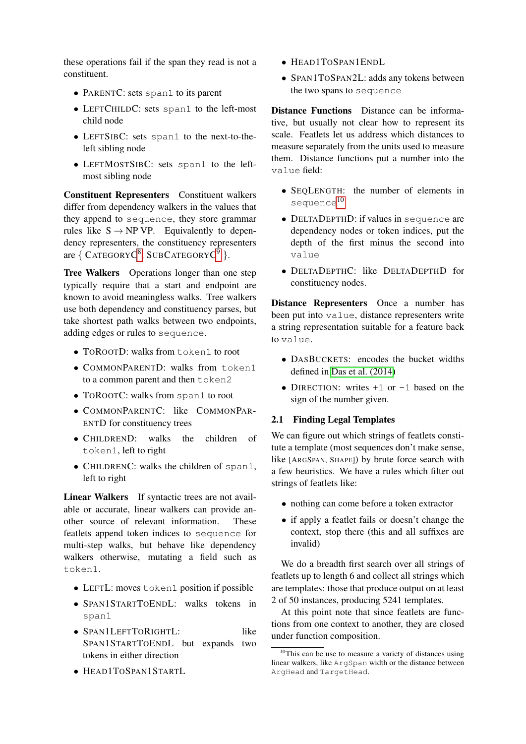these operations fail if the span they read is not a constituent.

- ParentC: sets `span1` to its parent
- LeftChildC: sets `span1` to the left-most child node
- LeftSibC: sets `span1` to the next-to-the-left sibling node
- LeftMostSibC: sets `span1` to the left-most sibling node

**Constituent Representers** Constituent walkers differ from dependency walkers in the values that they append to `sequence`, they store grammar rules like S → NP VP. Equivalently to dependency representers, the constituency representers are { CategoryC[8], SubCategoryC[9] }.

**Tree Walkers** Operations longer than one step typically require that a start and endpoint are known to avoid meaningless walks. Tree walkers use both dependency and constituency parses, but take shortest path walks between two endpoints, adding edges or rules to `sequence`.

- ToRootD: walks from `token1` to root
- CommonParentD: walks from `token1` to a common parent and then `token2`
- ToRootC: walks from `span1` to root
- CommonParentC: like CommonParentD for constituency trees
- ChildrenD: walks the children of `token1`, left to right
- ChildrenC: walks the children of `span1`, left to right

**Linear Walkers** If syntactic trees are not available or accurate, linear walkers can provide another source of relevant information. These featlets append token indices to `sequence` for multi-step walks, but behave like dependency walkers otherwise, mutating a field such as `token1`.

- LeftL: moves `token1` position if possible
- Span1StartToEndL: walks tokens in `span1`
- Span1LeftToRightL: like Span1StartToEndL but expands two tokens in either direction
- Head1ToSpan1StartL
- Head1ToSpan1EndL
- Span1ToSpan2L: adds any tokens between the two spans to `sequence`

**Distance Functions** Distance can be informative, but usually not clear how to represent its scale. Featlets let us address which distances to measure separately from the units used to measure them. Distance functions put a number into the `value` field:

- SeqLength: the number of elements in `sequence`[10]
- DeltaDepthD: if values in `sequence` are dependency nodes or token indices, put the depth of the first minus the second into `value`
- DeltaDepthC: like DeltaDepthD for constituency nodes.

**Distance Representers** Once a number has been put into `value`, distance representers write a string representation suitable for a feature back to `value`.

- DasBuckets: encodes the bucket widths defined in Das et al. (2014)
- Direction: writes `+1` or `-1` based on the sign of the number given.

## 2.1 Finding Legal Templates

We can figure out which strings of featlets constitute a template (most sequences don't make sense, like [ArgSpan, Shape]) by brute force search with a few heuristics. We have a rules which filter out strings of featlets like:

- nothing can come before a token extractor
- if apply a featlet fails or doesn't change the context, stop there (this and all suffixes are invalid)

We do a breadth first search over all strings of featlets up to length 6 and collect all strings which are templates: those that produce output on at least 2 of 50 instances, producing 5241 templates.

At this point note that since featlets are functions from one context to another, they are closed under function composition.

[10] This can be use to measure a variety of distances using linear walkers, like `ArgSpan` width or the distance between `ArgHead` and `TargetHead`.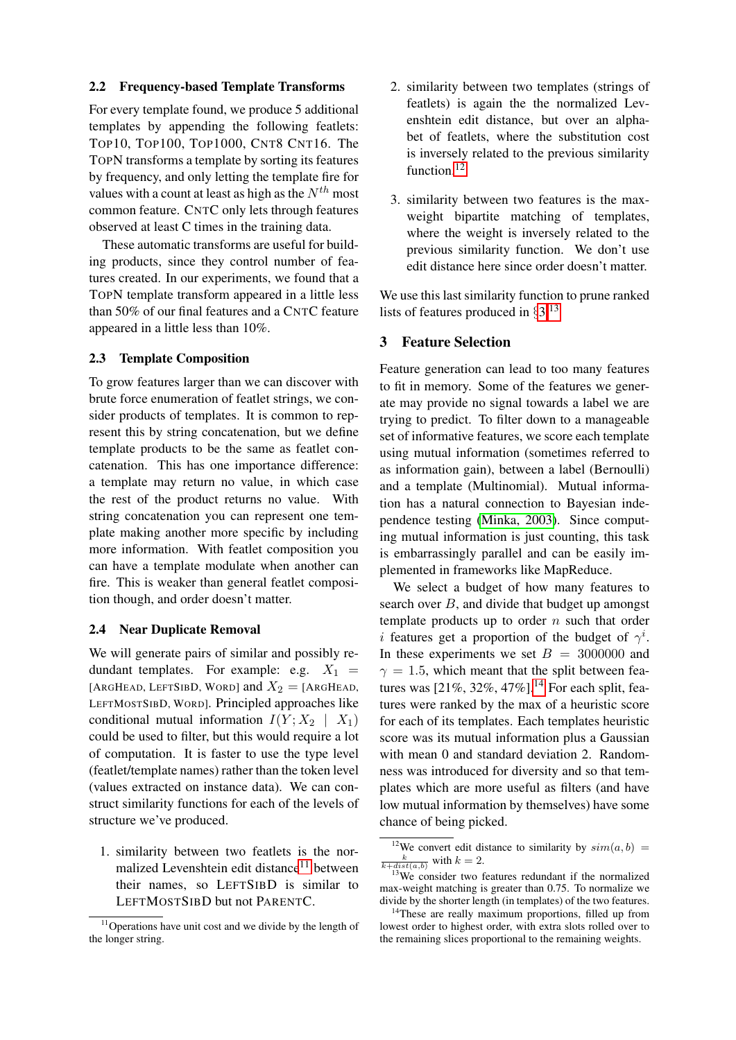## 2.2 Frequency-based Template Transforms

For every template found, we produce 5 additional templates by appending the following featlets: TOP10, TOP100, TOP1000, CNT8 CNT16. The TOPN transforms a template by sorting its features by frequency, and only letting the template fire for values with a count at least as high as the $N^{th}$ most common feature. CNTC only lets through features observed at least C times in the training data.

These automatic transforms are useful for building products, since they control number of features created. In our experiments, we found that a TOPN template transform appeared in a little less than 50% of our final features and a CNTC feature appeared in a little less than 10%.

## 2.3 Template Composition

To grow features larger than we can discover with brute force enumeration of featlet strings, we consider products of templates. It is common to represent this by string concatenation, but we define template products to be the same as featlet concatenation. This has one importance difference: a template may return no value, in which case the rest of the product returns no value. With string concatenation you can represent one template making another more specific by including more information. With featlet composition you can have a template modulate when another can fire. This is weaker than general featlet composition though, and order doesn't matter.

## 2.4 Near Duplicate Removal

We will generate pairs of similar and possibly redundant templates. For example: e.g. $X_1$ = [ARGHEAD, LEFTSIBD, WORD] and $X_2$ = [ARGHEAD, LEFTMOSTSIBD, WORD]. Principled approaches like conditional mutual information $I(Y; X_2 \mid X_1)$ could be used to filter, but this would require a lot of computation. It is faster to use the type level (featlet/template names) rather than the token level (values extracted on instance data). We can construct similarity functions for each of the levels of structure we've produced.

1. similarity between two featlets is the normalized Levenshtein edit distance[11] between their names, so LEFTSIBD is similar to LEFTMOSTSIBD but not PARENTC.
2. similarity between two templates (strings of featlets) is again the the normalized Levenshtein edit distance, but over an alphabet of featlets, where the substitution cost is inversely related to the previous similarity function.[12]
3. similarity between two features is the max-weight bipartite matching of templates, where the weight is inversely related to the previous similarity function. We don't use edit distance here since order doesn't matter.

We use this last similarity function to prune ranked lists of features produced in §3.[13]

# 3 Feature Selection

Feature generation can lead to too many features to fit in memory. Some of the features we generate may provide no signal towards a label we are trying to predict. To filter down to a manageable set of informative features, we score each template using mutual information (sometimes referred to as information gain), between a label (Bernoulli) and a template (Multinomial). Mutual information has a natural connection to Bayesian independence testing (Minka, 2003). Since computing mutual information is just counting, this task is embarrassingly parallel and can be easily implemented in frameworks like MapReduce.

We select a budget of how many features to search over $B$, and divide that budget up amongst template products up to order $n$ such that order $i$ features get a proportion of the budget of $\gamma^i$. In these experiments we set $B = 3000000$ and $\gamma = 1.5$, which meant that the split between features was [21%, 32%, 47%].[14] For each split, features were ranked by the max of a heuristic score for each of its templates. Each templates heuristic score was its mutual information plus a Gaussian with mean 0 and standard deviation 2. Randomness was introduced for diversity and so that templates which are more useful as filters (and have low mutual information by themselves) have some chance of being picked.

[11] Operations have unit cost and we divide by the length of the longer string.

[12] We convert edit distance to similarity by $sim(a, b) = \frac{k}{k + dist(a,b)}$ with $k = 2$.

[13] We consider two features redundant if the normalized max-weight matching is greater than 0.75. To normalize we divide by the shorter length (in templates) of the two features.

[14] These are really maximum proportions, filled up from lowest order to highest order, with extra slots rolled over to the remaining slices proportional to the remaining weights.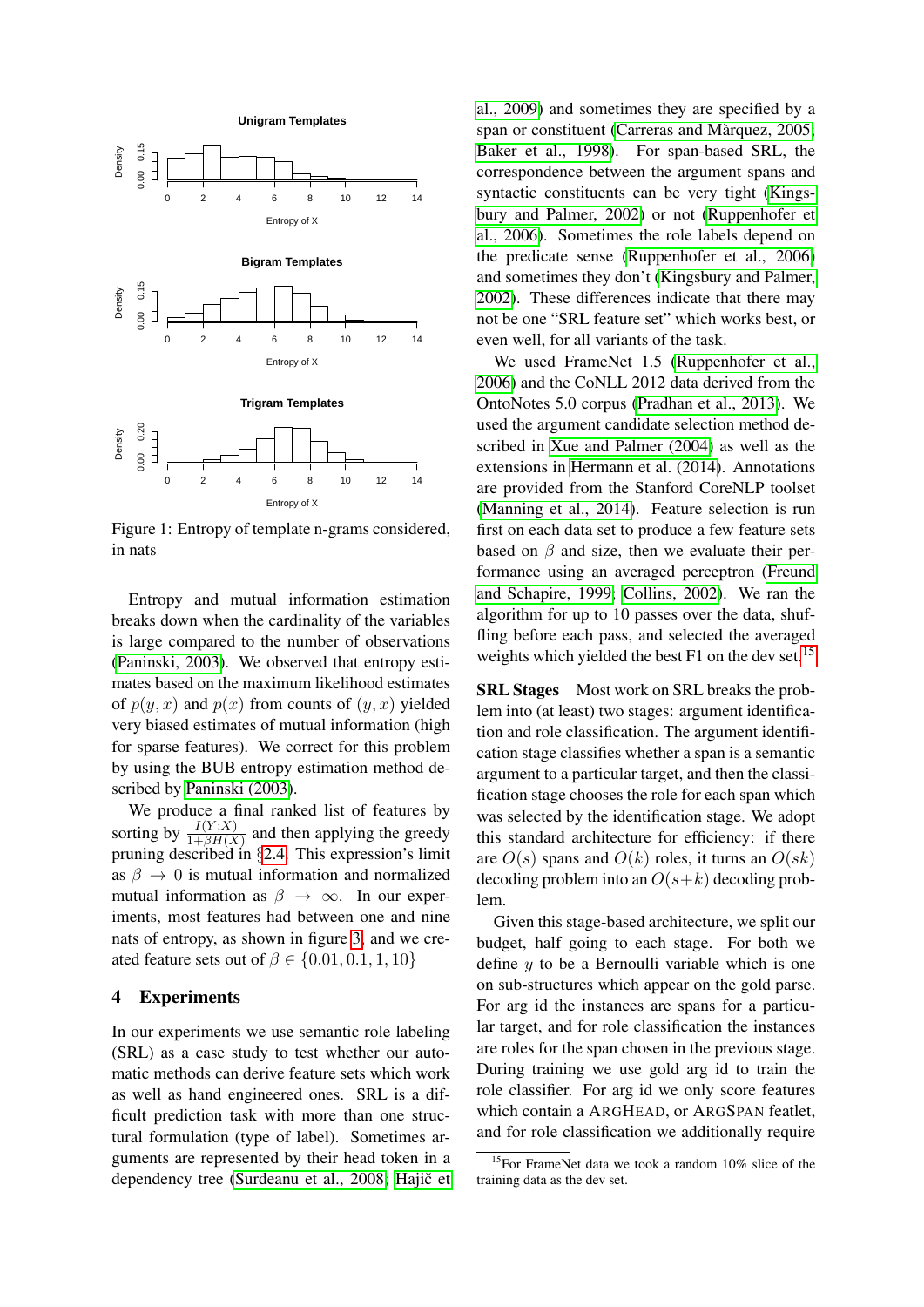Figure 1: Entropy of template n-grams considered, in nats

Entropy and mutual information estimation breaks down when the cardinality of the variables is large compared to the number of observations (Paninski, 2003). We observed that entropy estimates based on the maximum likelihood estimates of $p(y, x)$ and $p(x)$ from counts of $(y, x)$ yielded very biased estimates of mutual information (high for sparse features). We correct for this problem by using the BUB entropy estimation method described by Paninski (2003).

We produce a final ranked list of features by sorting by $\frac{I(Y;X)}{1+\beta H(X)}$ and then applying the greedy pruning described in §2.4. This expression's limit as $\beta \to 0$ is mutual information and normalized mutual information as $\beta \to \infty$. In our experiments, most features had between one and nine nats of entropy, as shown in figure 3, and we created feature sets out of $\beta \in \{0.01, 0.1, 1, 10\}$

## 4 Experiments

In our experiments we use semantic role labeling (SRL) as a case study to test whether our automatic methods can derive feature sets which work as well as hand engineered ones. SRL is a difficult prediction task with more than one structural formulation (type of label). Sometimes arguments are represented by their head token in a dependency tree (Surdeanu et al., 2008; Hajič et al., 2009) and sometimes they are specified by a span or constituent (Carreras and Màrquez, 2005; Baker et al., 1998). For span-based SRL, the correspondence between the argument spans and syntactic constituents can be very tight (Kingsbury and Palmer, 2002) or not (Ruppenhofer et al., 2006). Sometimes the role labels depend on the predicate sense (Ruppenhofer et al., 2006) and sometimes they don't (Kingsbury and Palmer, 2002). These differences indicate that there may not be one "SRL feature set" which works best, or even well, for all variants of the task.

We used FrameNet 1.5 (Ruppenhofer et al., 2006) and the CoNLL 2012 data derived from the OntoNotes 5.0 corpus (Pradhan et al., 2013). We used the argument candidate selection method described in Xue and Palmer (2004) as well as the extensions in Hermann et al. (2014). Annotations are provided from the Stanford CoreNLP toolset (Manning et al., 2014). Feature selection is run first on each data set to produce a few feature sets based on $\beta$ and size, then we evaluate their performance using an averaged perceptron (Freund and Schapire, 1999; Collins, 2002). We ran the algorithm for up to 10 passes over the data, shuffling before each pass, and selected the averaged weights which yielded the best F1 on the dev set.[15]

**SRL Stages** Most work on SRL breaks the problem into (at least) two stages: argument identification and role classification. The argument identification stage classifies whether a span is a semantic argument to a particular target, and then the classification stage chooses the role for each span which was selected by the identification stage. We adopt this standard architecture for efficiency: if there are $O(s)$ spans and $O(k)$ roles, it turns an $O(sk)$ decoding problem into an $O(s+k)$ decoding problem.

Given this stage-based architecture, we split our budget, half going to each stage. For both we define $y$ to be a Bernoulli variable which is one on sub-structures which appear on the gold parse. For arg id the instances are spans for a particular target, and for role classification the instances are roles for the span chosen in the previous stage. During training we use gold arg id to train the role classifier. For arg id we only score features which contain a ArgHead, or ArgSpan featlet, and for role classification we additionally require

[15] For FrameNet data we took a random 10% slice of the training data as the dev set.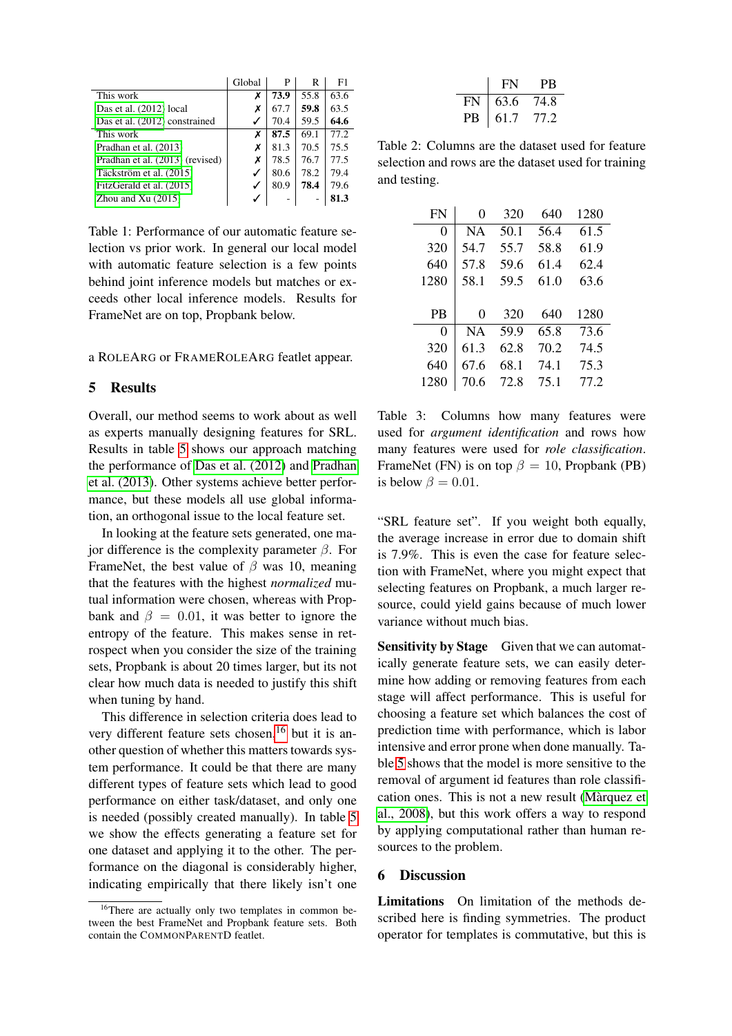| | Global | P | R | F1 |
|---|---|---|---|---|
| This work | ✗ | **73.9** | 55.8 | 63.6 |
| Das et al. (2012) local | ✗ | 67.7 | **59.8** | 63.5 |
| Das et al. (2012) constrained | ✓ | 70.4 | 59.5 | **64.6** |
| This work | ✗ | **87.5** | 69.1 | 77.2 |
| Pradhan et al. (2013) | ✗ | 81.3 | 70.5 | 75.5 |
| Pradhan et al. (2013) (revised) | ✗ | 78.5 | 76.7 | 77.5 |
| Täckström et al. (2015) | ✓ | 80.6 | 78.2 | 79.4 |
| FitzGerald et al. (2015) | ✓ | 80.9 | **78.4** | 79.6 |
| Zhou and Xu (2015) | ✓ | - | - | **81.3** |

Table 1: Performance of our automatic feature selection vs prior work. In general our local model with automatic feature selection is a few points behind joint inference models but matches or exceeds other local inference models. Results for FrameNet are on top, Propbank below.

a ROLEARG or FRAMEROLEARG featlet appear.

## 5 Results

Overall, our method seems to work about as well as experts manually designing features for SRL. Results in table 5 shows our approach matching the performance of Das et al. (2012) and Pradhan et al. (2013). Other systems achieve better performance, but these models all use global information, an orthogonal issue to the local feature set.

In looking at the feature sets generated, one major difference is the complexity parameter $\beta$. For FrameNet, the best value of $\beta$ was 10, meaning that the features with the highest *normalized* mutual information were chosen, whereas with Propbank and $\beta = 0.01$, it was better to ignore the entropy of the feature. This makes sense in retrospect when you consider the size of the training sets, Propbank is about 20 times larger, but its not clear how much data is needed to justify this shift when tuning by hand.

This difference in selection criteria does lead to very different feature sets chosen,[16] but it is another question of whether this matters towards system performance. It could be that there are many different types of feature sets which lead to good performance on either task/dataset, and only one is needed (possibly created manually). In table 5 we show the effects generating a feature set for one dataset and applying it to the other. The performance on the diagonal is considerably higher, indicating empirically that there likely isn't one "SRL feature set". If you weight both equally, the average increase in error due to domain shift is 7.9%. This is even the case for feature selection with FrameNet, where you might expect that selecting features on Propbank, a much larger resource, could yield gains because of much lower variance without much bias.

[16] There are actually only two templates in common between the best FrameNet and Propbank feature sets. Both contain the COMMONPARENTD featlet.

| | FN | PB |
|---|---|---|
| FN | 63.6 | 74.8 |
| PB | 61.7 | 77.2 |

Table 2: Columns are the dataset used for feature selection and rows are the dataset used for training and testing.

| FN | 0 | 320 | 640 | 1280 |
|---|---|---|---|---|
| 0 | NA | 50.1 | 56.4 | 61.5 |
| 320 | 54.7 | 55.7 | 58.8 | 61.9 |
| 640 | 57.8 | 59.6 | 61.4 | 62.4 |
| 1280 | 58.1 | 59.5 | 61.0 | 63.6 |
| **PB** | **0** | **320** | **640** | **1280** |
| 0 | NA | 59.9 | 65.8 | 73.6 |
| 320 | 61.3 | 62.8 | 70.2 | 74.5 |
| 640 | 67.6 | 68.1 | 74.1 | 75.3 |
| 1280 | 70.6 | 72.8 | 75.1 | 77.2 |

Table 3: Columns how many features were used for *argument identification* and rows how many features were used for *role classification*. FrameNet (FN) is on top $\beta = 10$, Propbank (PB) is below $\beta = 0.01$.

**Sensitivity by Stage** Given that we can automatically generate feature sets, we can easily determine how adding or removing features from each stage will affect performance. This is useful for choosing a feature set which balances the cost of prediction time with performance, which is labor intensive and error prone when done manually. Table 5 shows that the model is more sensitive to the removal of argument id features than role classification ones. This is not a new result (Màrquez et al., 2008), but this work offers a way to respond by applying computational rather than human resources to the problem.

## 6 Discussion

**Limitations** On limitation of the methods described here is finding symmetries. The product operator for templates is commutative, but this is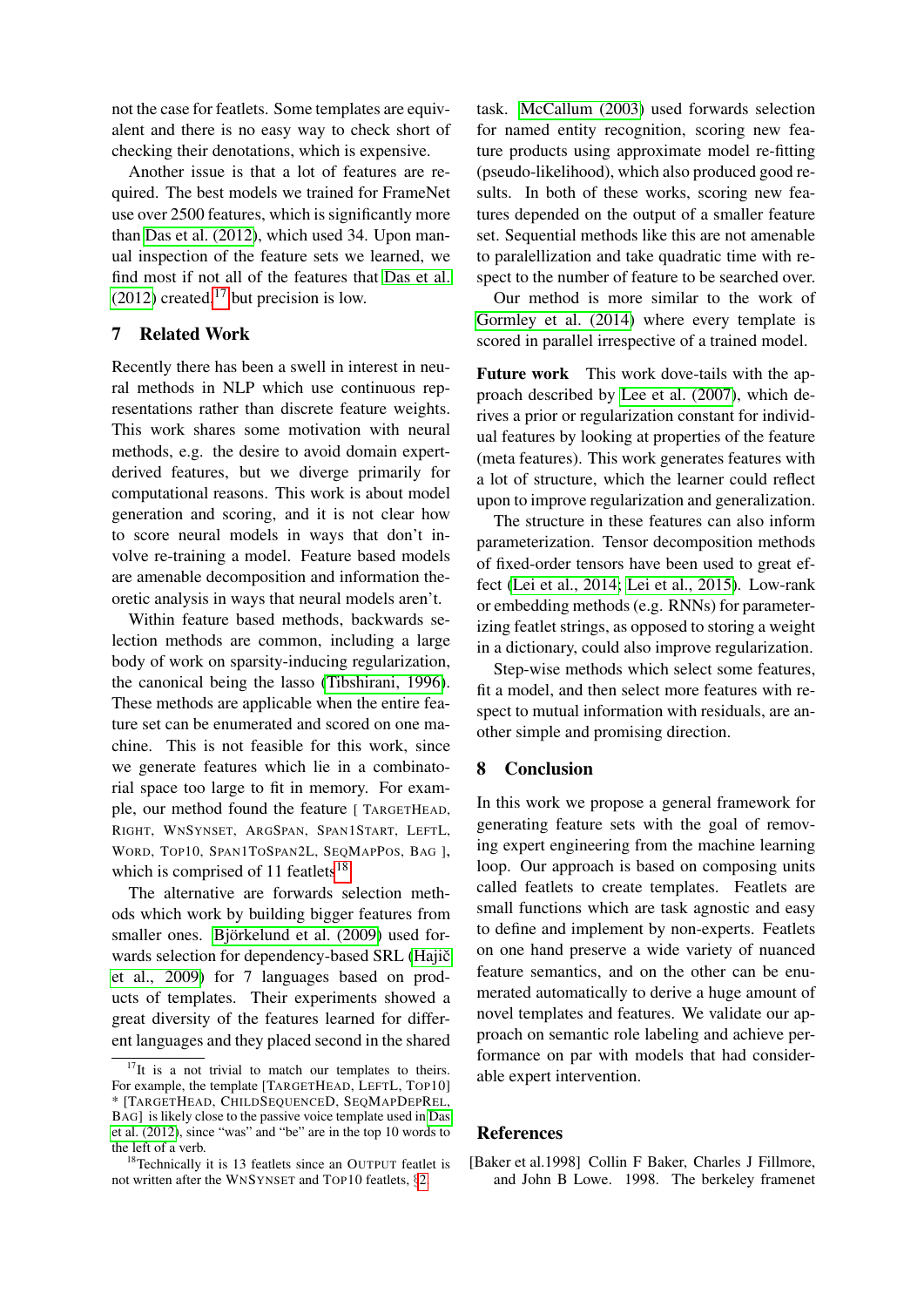not the case for featlets. Some templates are equivalent and there is no easy way to check short of checking their denotations, which is expensive.

Another issue is that a lot of features are required. The best models we trained for FrameNet use over 2500 features, which is significantly more than Das et al. (2012), which used 34. Upon manual inspection of the feature sets we learned, we find most if not all of the features that Das et al. (2012) created,[17] but precision is low.

## 7 Related Work

Recently there has been a swell in interest in neural methods in NLP which use continuous representations rather than discrete feature weights. This work shares some motivation with neural methods, e.g. the desire to avoid domain expert-derived features, but we diverge primarily for computational reasons. This work is about model generation and scoring, and it is not clear how to score neural models in ways that don't involve re-training a model. Feature based models are amenable decomposition and information theoretic analysis in ways that neural models aren't.

Within feature based methods, backwards selection methods are common, including a large body of work on sparsity-inducing regularization, the canonical being the lasso (Tibshirani, 1996). These methods are applicable when the entire feature set can be enumerated and scored on one machine. This is not feasible for this work, since we generate features which lie in a combinatorial space too large to fit in memory. For example, our method found the feature [ TARGETHEAD, RIGHT, WNSYNSET, ARGSPAN, SPAN1START, LEFTL, WORD, TOP10, SPAN1TOSPAN2L, SEQMAPPOS, BAG ], which is comprised of 11 featlets[18].

The alternative are forwards selection methods which work by building bigger features from smaller ones. Björkelund et al. (2009) used forwards selection for dependency-based SRL (Hajič et al., 2009) for 7 languages based on products of templates. Their experiments showed a great diversity of the features learned for different languages and they placed second in the shared task. McCallum (2003) used forwards selection for named entity recognition, scoring new feature products using approximate model re-fitting (pseudo-likelihood), which also produced good results. In both of these works, scoring new features depended on the output of a smaller feature set. Sequential methods like this are not amenable to paralellization and take quadratic time with respect to the number of feature to be searched over.

Our method is more similar to the work of Gormley et al. (2014) where every template is scored in parallel irrespective of a trained model.

**Future work** This work dove-tails with the approach described by Lee et al. (2007), which derives a prior or regularization constant for individual features by looking at properties of the feature (meta features). This work generates features with a lot of structure, which the learner could reflect upon to improve regularization and generalization.

The structure in these features can also inform parameterization. Tensor decomposition methods of fixed-order tensors have been used to great effect (Lei et al., 2014; Lei et al., 2015). Low-rank or embedding methods (e.g. RNNs) for parameterizing featlet strings, as opposed to storing a weight in a dictionary, could also improve regularization.

Step-wise methods which select some features, fit a model, and then select more features with respect to mutual information with residuals, are another simple and promising direction.

## 8 Conclusion

In this work we propose a general framework for generating feature sets with the goal of removing expert engineering from the machine learning loop. Our approach is based on composing units called featlets to create templates. Featlets are small functions which are task agnostic and easy to define and implement by non-experts. Featlets on one hand preserve a wide variety of nuanced feature semantics, and on the other can be enumerated automatically to derive a huge amount of novel templates and features. We validate our approach on semantic role labeling and achieve performance on par with models that had considerable expert intervention.

## References

[Baker et al.1998] Collin F Baker, Charles J Fillmore, and John B Lowe. 1998. The berkeley framenet

[17] It is a not trivial to match our templates to theirs. For example, the template [TARGETHEAD, LEFTL, TOP10] * [TARGETHEAD, CHILDSEQUENCED, SEQMAPDEPREL, BAG] is likely close to the passive voice template used in Das et al. (2012), since "was" and "be" are in the top 10 words to the left of a verb.

[18] Technically it is 13 featlets since an OUTPUT featlet is not written after the WNSYNSET and TOP10 featlets, §2.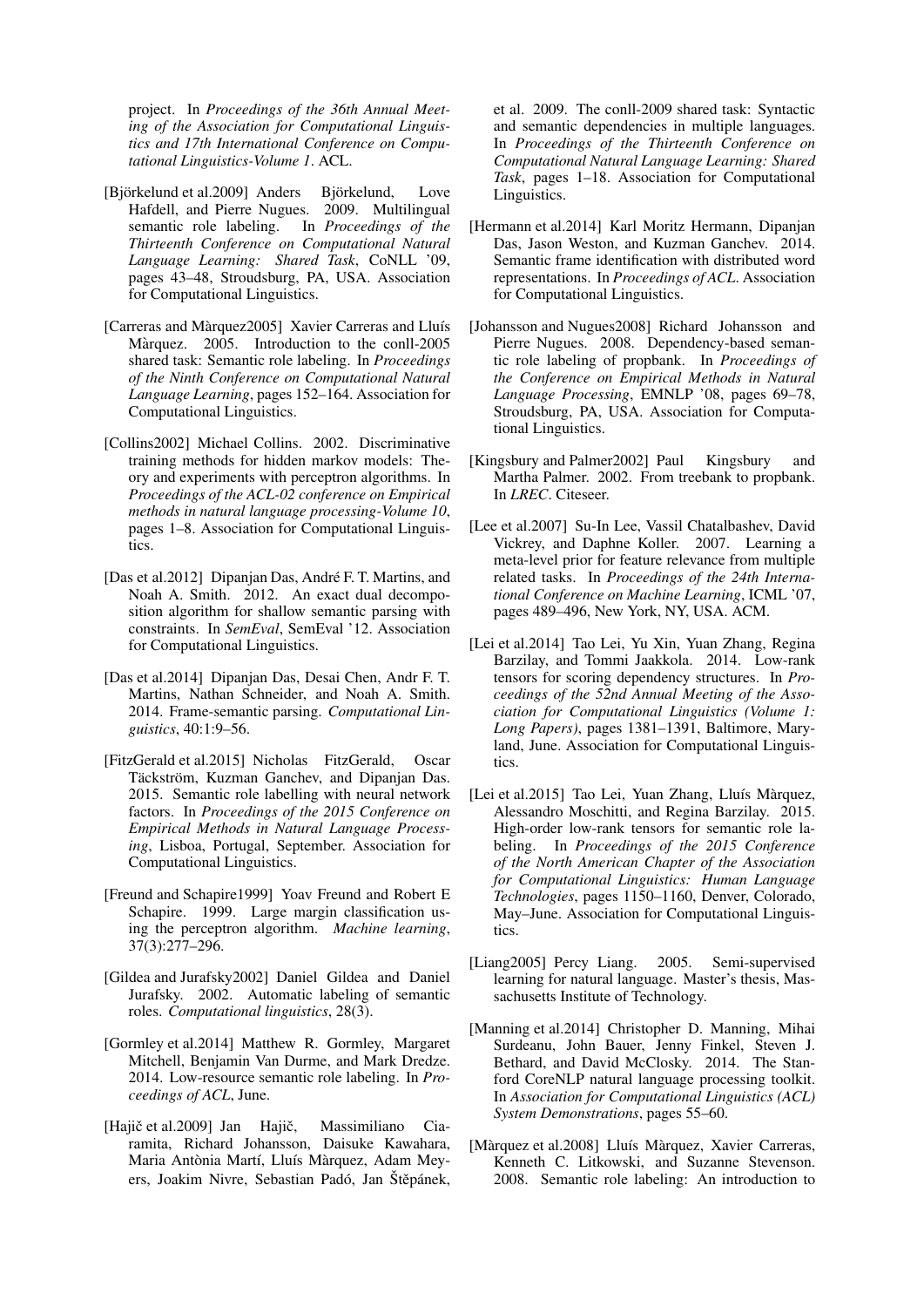project. In *Proceedings of the 36th Annual Meeting of the Association for Computational Linguistics and 17th International Conference on Computational Linguistics-Volume 1*. ACL.

[Björkelund et al.2009] Anders Björkelund, Love Hafdell, and Pierre Nugues. 2009. Multilingual semantic role labeling. In *Proceedings of the Thirteenth Conference on Computational Natural Language Learning: Shared Task*, CoNLL '09, pages 43–48, Stroudsburg, PA, USA. Association for Computational Linguistics.

[Carreras and Màrquez2005] Xavier Carreras and Lluís Màrquez. 2005. Introduction to the conll-2005 shared task: Semantic role labeling. In *Proceedings of the Ninth Conference on Computational Natural Language Learning*, pages 152–164. Association for Computational Linguistics.

[Collins2002] Michael Collins. 2002. Discriminative training methods for hidden markov models: Theory and experiments with perceptron algorithms. In *Proceedings of the ACL-02 conference on Empirical methods in natural language processing-Volume 10*, pages 1–8. Association for Computational Linguistics.

[Das et al.2012] Dipanjan Das, André F. T. Martins, and Noah A. Smith. 2012. An exact dual decomposition algorithm for shallow semantic parsing with constraints. In *SemEval*, SemEval '12. Association for Computational Linguistics.

[Das et al.2014] Dipanjan Das, Desai Chen, Andr F. T. Martins, Nathan Schneider, and Noah A. Smith. 2014. Frame-semantic parsing. *Computational Linguistics*, 40:1:9–56.

[FitzGerald et al.2015] Nicholas FitzGerald, Oscar Täckström, Kuzman Ganchev, and Dipanjan Das. 2015. Semantic role labelling with neural network factors. In *Proceedings of the 2015 Conference on Empirical Methods in Natural Language Processing*, Lisboa, Portugal, September. Association for Computational Linguistics.

[Freund and Schapire1999] Yoav Freund and Robert E Schapire. 1999. Large margin classification using the perceptron algorithm. *Machine learning*, 37(3):277–296.

[Gildea and Jurafsky2002] Daniel Gildea and Daniel Jurafsky. 2002. Automatic labeling of semantic roles. *Computational linguistics*, 28(3).

[Gormley et al.2014] Matthew R. Gormley, Margaret Mitchell, Benjamin Van Durme, and Mark Dredze. 2014. Low-resource semantic role labeling. In *Proceedings of ACL*, June.

[Hajič et al.2009] Jan Hajič, Massimiliano Ciaramita, Richard Johansson, Daisuke Kawahara, Maria Antònia Martí, Lluís Màrquez, Adam Meyers, Joakim Nivre, Sebastian Padó, Jan Štěpánek, et al. 2009. The conll-2009 shared task: Syntactic and semantic dependencies in multiple languages. In *Proceedings of the Thirteenth Conference on Computational Natural Language Learning: Shared Task*, pages 1–18. Association for Computational Linguistics.

[Hermann et al.2014] Karl Moritz Hermann, Dipanjan Das, Jason Weston, and Kuzman Ganchev. 2014. Semantic frame identification with distributed word representations. In *Proceedings of ACL*. Association for Computational Linguistics.

[Johansson and Nugues2008] Richard Johansson and Pierre Nugues. 2008. Dependency-based semantic role labeling of propbank. In *Proceedings of the Conference on Empirical Methods in Natural Language Processing*, EMNLP '08, pages 69–78, Stroudsburg, PA, USA. Association for Computational Linguistics.

[Kingsbury and Palmer2002] Paul Kingsbury and Martha Palmer. 2002. From treebank to propbank. In *LREC*. Citeseer.

[Lee et al.2007] Su-In Lee, Vassil Chatalbashev, David Vickrey, and Daphne Koller. 2007. Learning a meta-level prior for feature relevance from multiple related tasks. In *Proceedings of the 24th International Conference on Machine Learning*, ICML '07, pages 489–496, New York, NY, USA. ACM.

[Lei et al.2014] Tao Lei, Yu Xin, Yuan Zhang, Regina Barzilay, and Tommi Jaakkola. 2014. Low-rank tensors for scoring dependency structures. In *Proceedings of the 52nd Annual Meeting of the Association for Computational Linguistics (Volume 1: Long Papers)*, pages 1381–1391, Baltimore, Maryland, June. Association for Computational Linguistics.

[Lei et al.2015] Tao Lei, Yuan Zhang, Lluís Màrquez, Alessandro Moschitti, and Regina Barzilay. 2015. High-order low-rank tensors for semantic role labeling. In *Proceedings of the 2015 Conference of the North American Chapter of the Association for Computational Linguistics: Human Language Technologies*, pages 1150–1160, Denver, Colorado, May–June. Association for Computational Linguistics.

[Liang2005] Percy Liang. 2005. Semi-supervised learning for natural language. Master's thesis, Massachusetts Institute of Technology.

[Manning et al.2014] Christopher D. Manning, Mihai Surdeanu, John Bauer, Jenny Finkel, Steven J. Bethard, and David McClosky. 2014. The Stanford CoreNLP natural language processing toolkit. In *Association for Computational Linguistics (ACL) System Demonstrations*, pages 55–60.

[Màrquez et al.2008] Lluís Màrquez, Xavier Carreras, Kenneth C. Litkowski, and Suzanne Stevenson. 2008. Semantic role labeling: An introduction to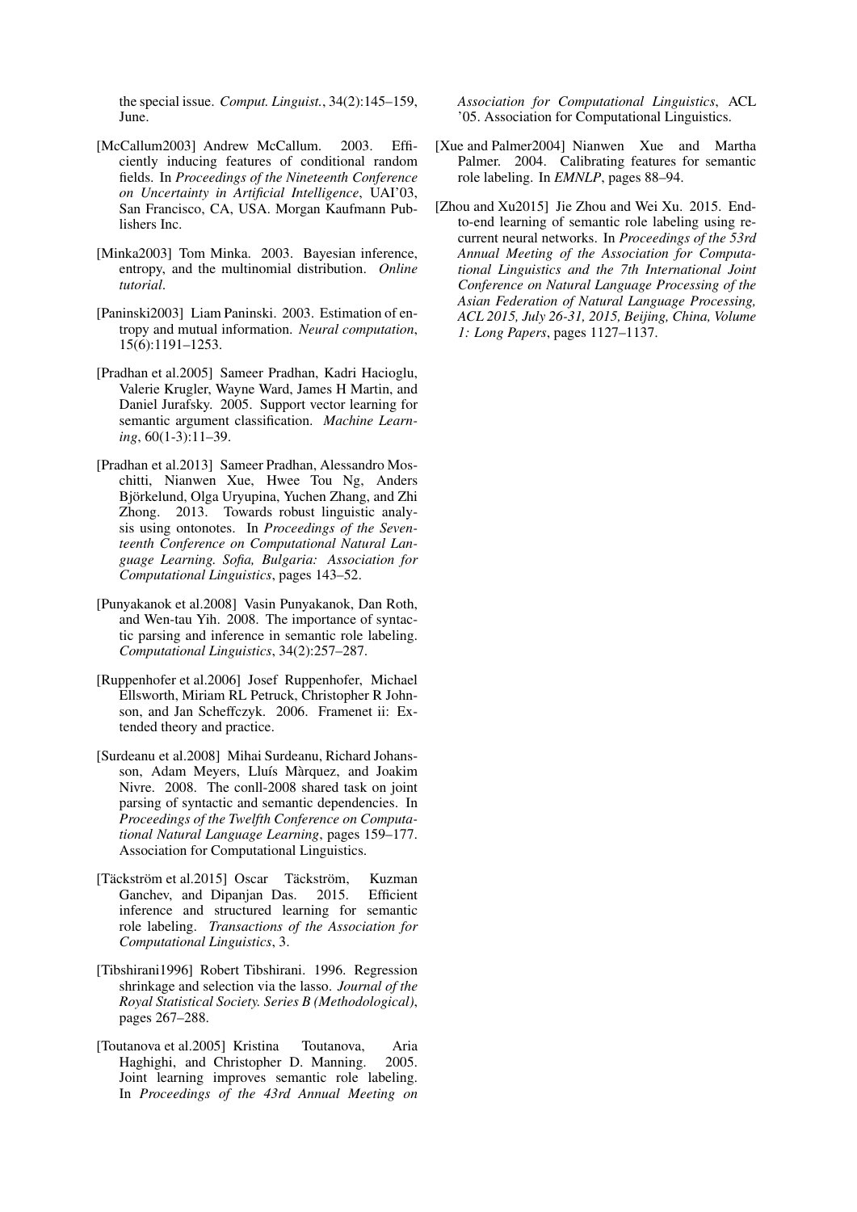the special issue. *Comput. Linguist.*, 34(2):145–159, June.

[McCallum2003] Andrew McCallum. 2003. Efficiently inducing features of conditional random fields. In *Proceedings of the Nineteenth Conference on Uncertainty in Artificial Intelligence*, UAI'03, San Francisco, CA, USA. Morgan Kaufmann Publishers Inc.

[Minka2003] Tom Minka. 2003. Bayesian inference, entropy, and the multinomial distribution. *Online tutorial*.

[Paninski2003] Liam Paninski. 2003. Estimation of entropy and mutual information. *Neural computation*, 15(6):1191–1253.

[Pradhan et al.2005] Sameer Pradhan, Kadri Hacioglu, Valerie Krugler, Wayne Ward, James H Martin, and Daniel Jurafsky. 2005. Support vector learning for semantic argument classification. *Machine Learning*, 60(1-3):11–39.

[Pradhan et al.2013] Sameer Pradhan, Alessandro Moschitti, Nianwen Xue, Hwee Tou Ng, Anders Björkelund, Olga Uryupina, Yuchen Zhang, and Zhi Zhong. 2013. Towards robust linguistic analysis using ontonotes. In *Proceedings of the Seventeenth Conference on Computational Natural Language Learning. Sofia, Bulgaria: Association for Computational Linguistics*, pages 143–52.

[Punyakanok et al.2008] Vasin Punyakanok, Dan Roth, and Wen-tau Yih. 2008. The importance of syntactic parsing and inference in semantic role labeling. *Computational Linguistics*, 34(2):257–287.

[Ruppenhofer et al.2006] Josef Ruppenhofer, Michael Ellsworth, Miriam RL Petruck, Christopher R Johnson, and Jan Scheffczyk. 2006. Framenet ii: Extended theory and practice.

[Surdeanu et al.2008] Mihai Surdeanu, Richard Johansson, Adam Meyers, Lluís Màrquez, and Joakim Nivre. 2008. The conll-2008 shared task on joint parsing of syntactic and semantic dependencies. In *Proceedings of the Twelfth Conference on Computational Natural Language Learning*, pages 159–177. Association for Computational Linguistics.

[Täckström et al.2015] Oscar Täckström, Kuzman Ganchev, and Dipanjan Das. 2015. Efficient inference and structured learning for semantic role labeling. *Transactions of the Association for Computational Linguistics*, 3.

[Tibshirani1996] Robert Tibshirani. 1996. Regression shrinkage and selection via the lasso. *Journal of the Royal Statistical Society. Series B (Methodological)*, pages 267–288.

[Toutanova et al.2005] Kristina Toutanova, Aria Haghighi, and Christopher D. Manning. 2005. Joint learning improves semantic role labeling. In *Proceedings of the 43rd Annual Meeting on Association for Computational Linguistics*, ACL '05. Association for Computational Linguistics.

[Xue and Palmer2004] Nianwen Xue and Martha Palmer. 2004. Calibrating features for semantic role labeling. In *EMNLP*, pages 88–94.

[Zhou and Xu2015] Jie Zhou and Wei Xu. 2015. End-to-end learning of semantic role labeling using recurrent neural networks. In *Proceedings of the 53rd Annual Meeting of the Association for Computational Linguistics and the 7th International Joint Conference on Natural Language Processing of the Asian Federation of Natural Language Processing, ACL 2015, July 26-31, 2015, Beijing, China, Volume 1: Long Papers*, pages 1127–1137.